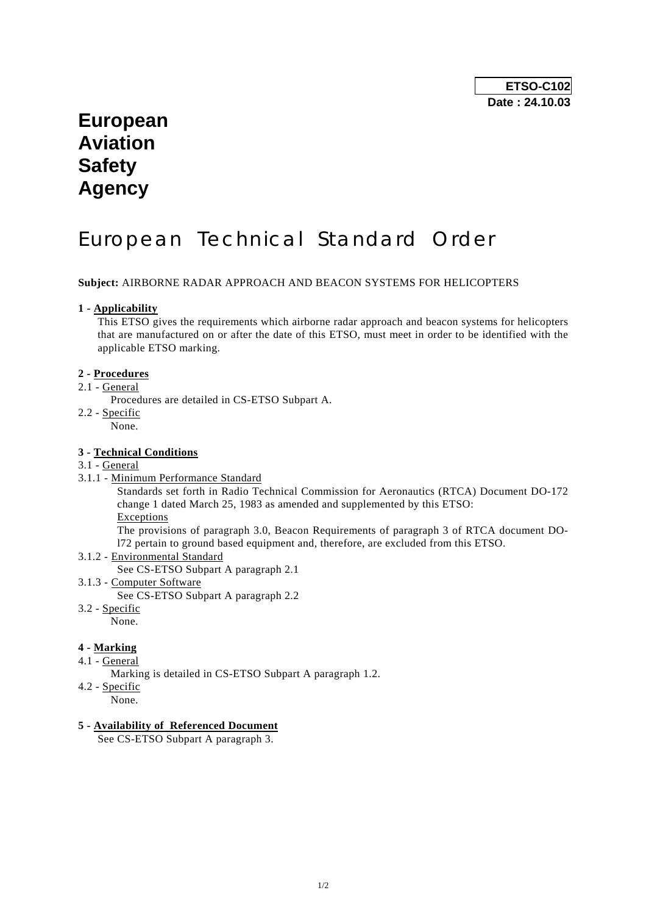**ETSO-C102**
**Date : 24.10.03**

# European Aviation Safety Agency

# European Technical Standard Order

**Subject:** AIRBORNE RADAR APPROACH AND BEACON SYSTEMS FOR HELICOPTERS

**1 - Applicability**

This ETSO gives the requirements which airborne radar approach and beacon systems for helicopters that are manufactured on or after the date of this ETSO, must meet in order to be identified with the applicable ETSO marking.

**2 - Procedures**

2.1 - General

Procedures are detailed in CS-ETSO Subpart A.

2.2 - Specific

None.

**3 - Technical Conditions**

3.1 - General

3.1.1 - Minimum Performance Standard

Standards set forth in Radio Technical Commission for Aeronautics (RTCA) Document DO-172 change 1 dated March 25, 1983 as amended and supplemented by this ETSO:

Exceptions

The provisions of paragraph 3.0, Beacon Requirements of paragraph 3 of RTCA document DO-l72 pertain to ground based equipment and, therefore, are excluded from this ETSO.

3.1.2 - Environmental Standard

See CS-ETSO Subpart A paragraph 2.1

3.1.3 - Computer Software

See CS-ETSO Subpart A paragraph 2.2

3.2 - Specific

None.

**4 - Marking**

4.1 - General

Marking is detailed in CS-ETSO Subpart A paragraph 1.2.

4.2 - Specific

None.

**5 - Availability of Referenced Document**

See CS-ETSO Subpart A paragraph 3.